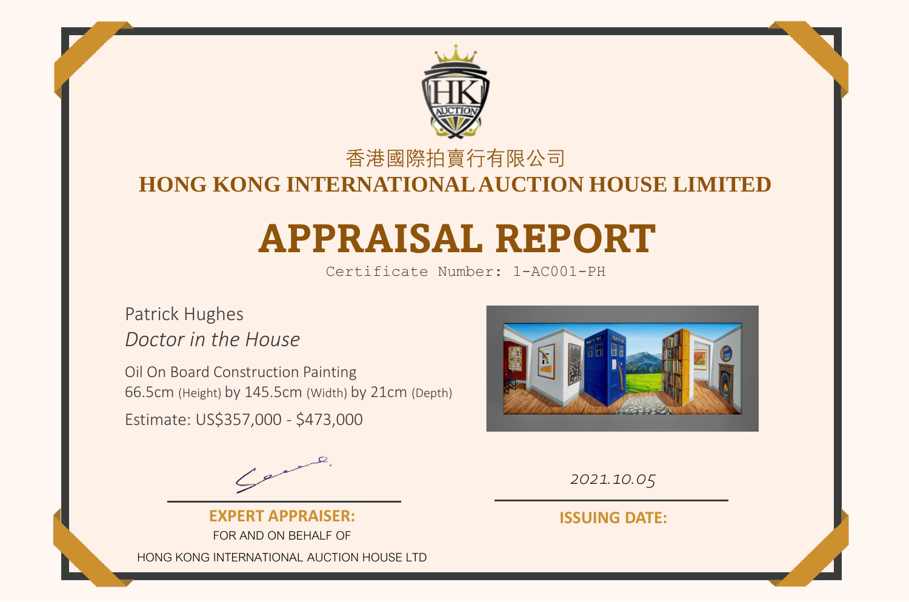香港國際拍賣行有限公司

**HONG KONG INTERNATIONAL AUCTION HOUSE LIMITED**

# APPRAISAL REPORT

Certificate Number: 1-AC001-PH

Patrick Hughes

*Doctor in the House*

Oil On Board Construction Painting

66.5cm (Height) by 145.5cm (Width) by 21cm (Depth)

Estimate: US$357,000 - $473,000

**EXPERT APPRAISER:**

FOR AND ON BEHALF OF

HONG KONG INTERNATIONAL AUCTION HOUSE LTD

2021.10.05

**ISSUING DATE:**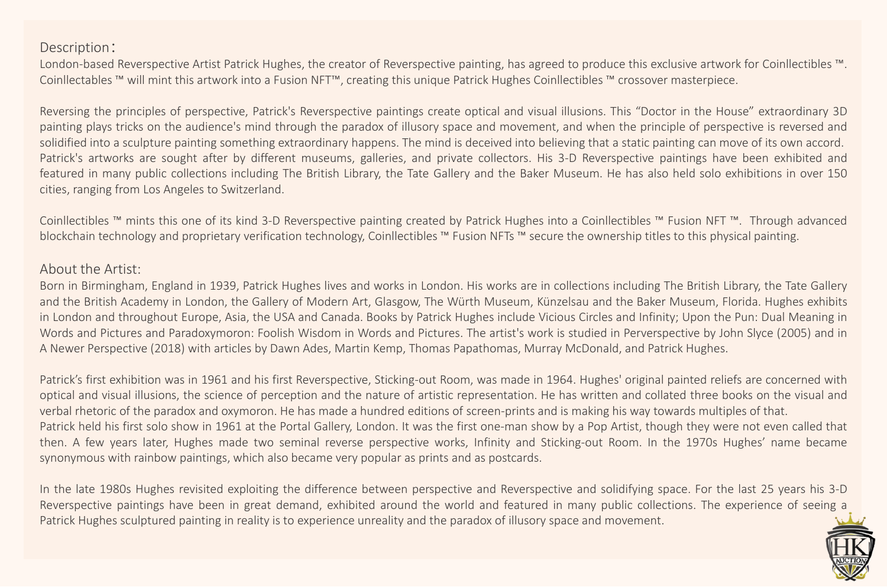## Description：

London-based Reverspective Artist Patrick Hughes, the creator of Reverspective painting, has agreed to produce this exclusive artwork for Coinllectibles ™. Coinllectables ™ will mint this artwork into a Fusion NFT™, creating this unique Patrick Hughes Coinllectibles ™ crossover masterpiece.

Reversing the principles of perspective, Patrick's Reverspective paintings create optical and visual illusions. This “Doctor in the House” extraordinary 3D painting plays tricks on the audience's mind through the paradox of illusory space and movement, and when the principle of perspective is reversed and solidified into a sculpture painting something extraordinary happens. The mind is deceived into believing that a static painting can move of its own accord. Patrick's artworks are sought after by different museums, galleries, and private collectors. His 3-D Reverspective paintings have been exhibited and featured in many public collections including The British Library, the Tate Gallery and the Baker Museum. He has also held solo exhibitions in over 150 cities, ranging from Los Angeles to Switzerland.

Coinllectibles ™ mints this one of its kind 3-D Reverspective painting created by Patrick Hughes into a Coinllectibles ™ Fusion NFT ™. Through advanced blockchain technology and proprietary verification technology, Coinllectibles ™ Fusion NFTs ™ secure the ownership titles to this physical painting.

## About the Artist:

Born in Birmingham, England in 1939, Patrick Hughes lives and works in London. His works are in collections including The British Library, the Tate Gallery and the British Academy in London, the Gallery of Modern Art, Glasgow, The Würth Museum, Künzelsau and the Baker Museum, Florida. Hughes exhibits in London and throughout Europe, Asia, the USA and Canada. Books by Patrick Hughes include Vicious Circles and Infinity; Upon the Pun: Dual Meaning in Words and Pictures and Paradoxymoron: Foolish Wisdom in Words and Pictures. The artist's work is studied in Perverspective by John Slyce (2005) and in A Newer Perspective (2018) with articles by Dawn Ades, Martin Kemp, Thomas Papathomas, Murray McDonald, and Patrick Hughes.

Patrick’s first exhibition was in 1961 and his first Reverspective, Sticking-out Room, was made in 1964. Hughes' original painted reliefs are concerned with optical and visual illusions, the science of perception and the nature of artistic representation. He has written and collated three books on the visual and verbal rhetoric of the paradox and oxymoron. He has made a hundred editions of screen-prints and is making his way towards multiples of that.
Patrick held his first solo show in 1961 at the Portal Gallery, London. It was the first one-man show by a Pop Artist, though they were not even called that then. A few years later, Hughes made two seminal reverse perspective works, Infinity and Sticking-out Room. In the 1970s Hughes’ name became synonymous with rainbow paintings, which also became very popular as prints and as postcards.

In the late 1980s Hughes revisited exploiting the difference between perspective and Reverspective and solidifying space. For the last 25 years his 3-D Reverspective paintings have been in great demand, exhibited around the world and featured in many public collections. The experience of seeing a Patrick Hughes sculptured painting in reality is to experience unreality and the paradox of illusory space and movement.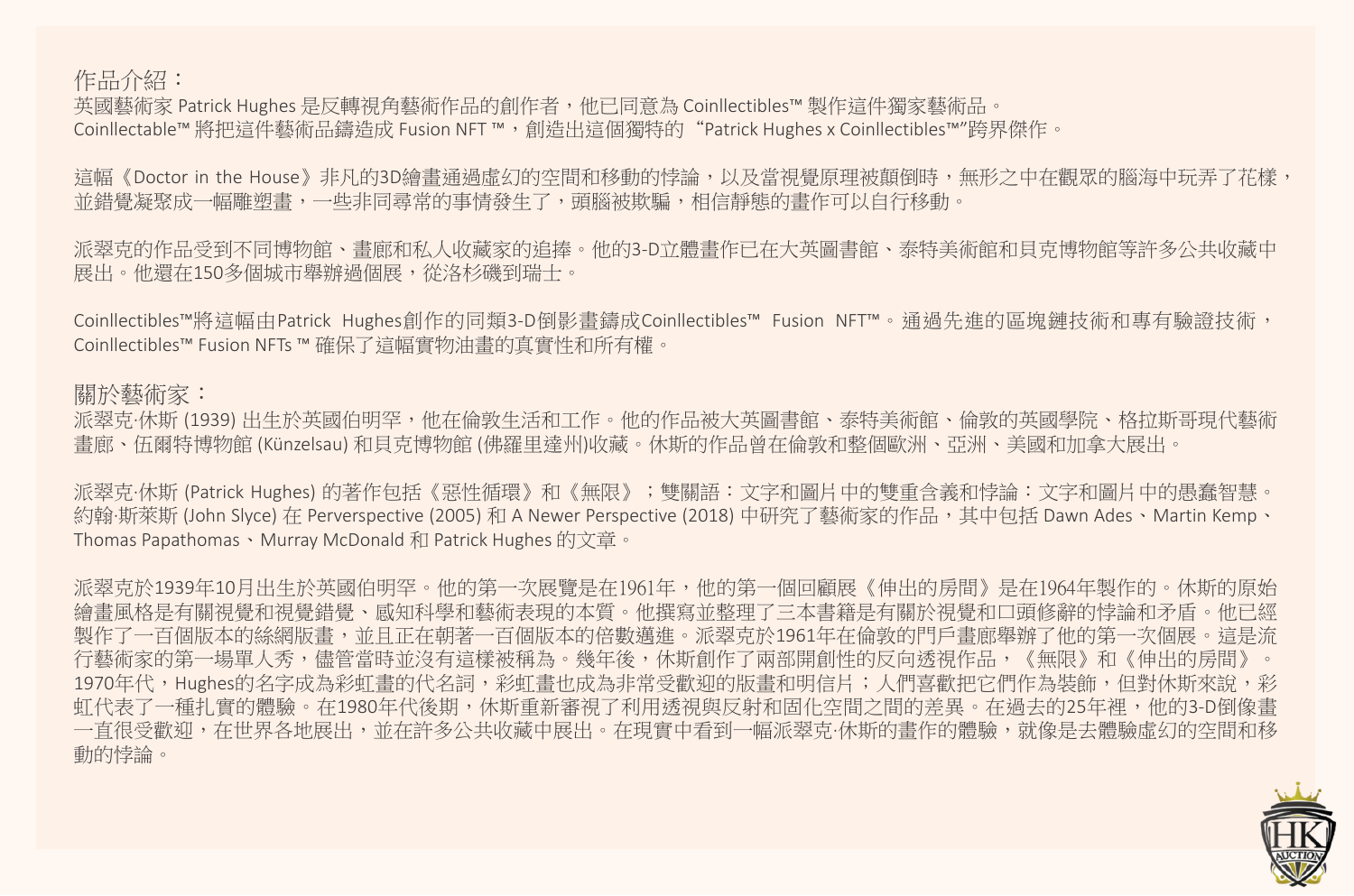## 作品介紹：

英國藝術家 Patrick Hughes 是反轉視角藝術作品的創作者，他已同意為 Coinllectibles™ 製作這件獨家藝術品。Coinllectable™ 將把這件藝術品鑄造成 Fusion NFT ™，創造出這個獨特的 "Patrick Hughes x Coinllectibles™"跨界傑作。

這幅《Doctor in the House》非凡的3D繪畫通過虛幻的空間和移動的悖論，以及當視覺原理被顛倒時，無形之中在觀眾的腦海中玩弄了花樣，並錯覺凝聚成一幅雕塑畫，一些非同尋常的事情發生了，頭腦被欺騙，相信靜態的畫作可以自行移動。

派翠克的作品受到不同博物館、畫廊和私人收藏家的追捧。他的3-D立體畫作已在大英圖書館、泰特美術館和貝克博物館等許多公共收藏中展出。他還在150多個城市舉辦過個展，從洛杉磯到瑞士。

Coinllectibles™將這幅由Patrick Hughes創作的同類3-D倒影畫鑄成Coinllectibles™ Fusion NFT™。通過先進的區塊鏈技術和專有驗證技術，Coinllectibles™ Fusion NFTs ™ 確保了這幅實物油畫的真實性和所有權。

## 關於藝術家：

派翠克·休斯 (1939) 出生於英國伯明罕，他在倫敦生活和工作。他的作品被大英圖書館、泰特美術館、倫敦的英國學院、格拉斯哥現代藝術畫廊、伍爾特博物館 (Künzelsau) 和貝克博物館 (佛羅里達州)收藏。休斯的作品曾在倫敦和整個歐洲、亞洲、美國和加拿大展出。

派翠克·休斯 (Patrick Hughes) 的著作包括《惡性循環》和《無限》；雙關語：文字和圖片中的雙重含義和悖論：文字和圖片中的愚蠢智慧。約翰·斯萊斯 (John Slyce) 在 Perverspective (2005) 和 A Newer Perspective (2018) 中研究了藝術家的作品，其中包括 Dawn Ades、Martin Kemp、Thomas Papathomas、Murray McDonald 和 Patrick Hughes 的文章。

派翠克於1939年10月出生於英國伯明罕。他的第一次展覽是在1961年，他的第一個回顧展《伸出的房間》是在1964年製作的。休斯的原始繪畫風格是有關視覺和視覺錯覺、感知科學和藝術表現的本質。他撰寫並整理了三本書籍是有關於視覺和口頭修辭的悖論和矛盾。他已經製作了一百個版本的絲網版畫，並且正在朝著一百個版本的倍數邁進。派翠克於1961年在倫敦的門戶畫廊舉辦了他的第一次個展。這是流行藝術家的第一場單人秀，儘管當時並沒有這樣被稱為。幾年後，休斯創作了兩部開創性的反向透視作品，《無限》和《伸出的房間》。1970年代，Hughes的名字成為彩虹畫的代名詞，彩虹畫也成為非常受歡迎的版畫和明信片；人們喜歡把它們作為裝飾，但對休斯來說，彩虹代表了一種扎實的體驗。在1980年代後期，休斯重新審視了利用透視與反射和固化空間之間的差異。在過去的25年裡，他的3-D倒像畫一直很受歡迎，在世界各地展出，並在許多公共收藏中展出。在現實中看到一幅派翠克·休斯的畫作的體驗，就像是去體驗虛幻的空間和移動的悖論。